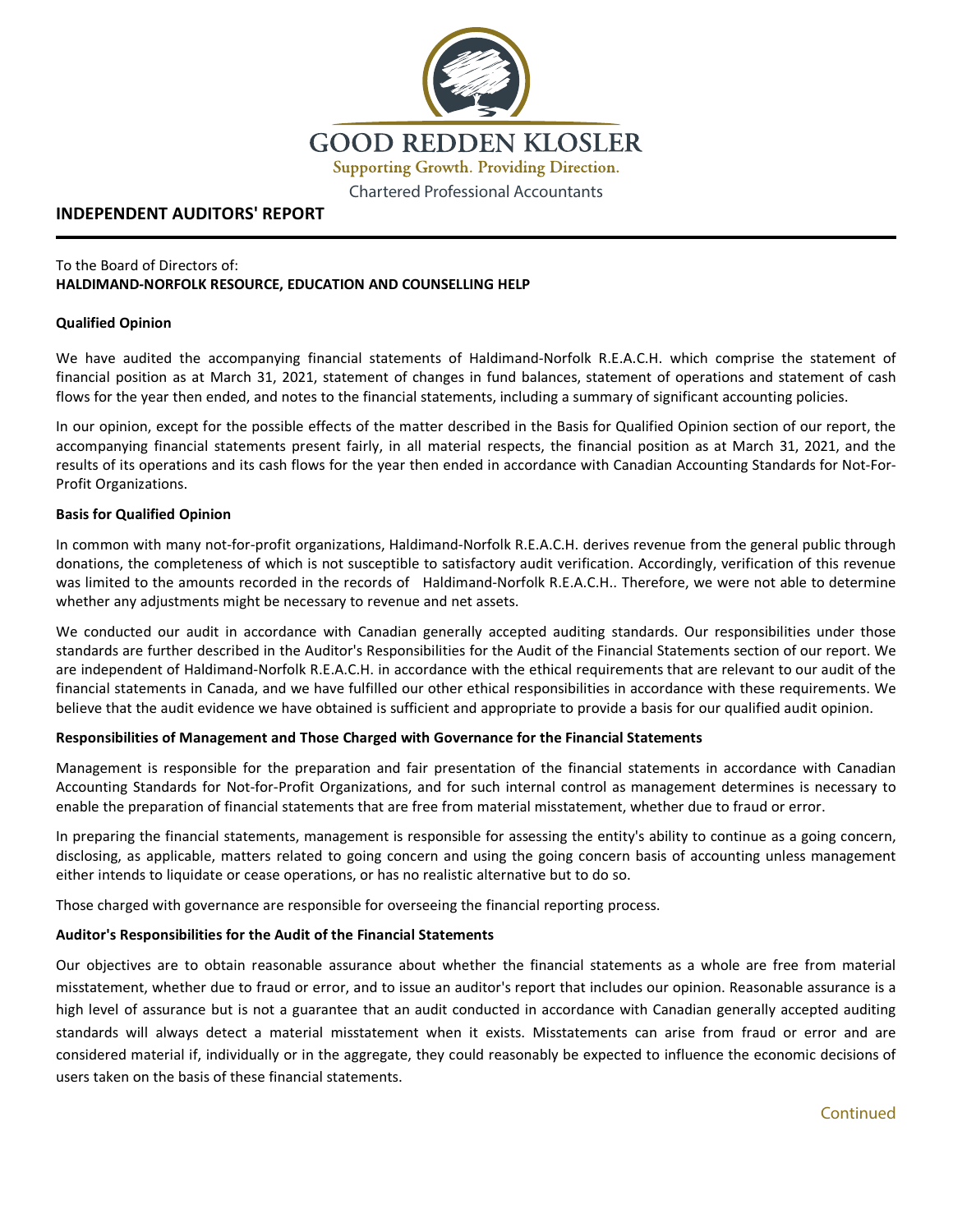GOOD REDDEN KLOSLER

Supporting Growth. Providing Direction.

Chartered Professional Accountants

## INDEPENDENT AUDITORS' REPORT

To the Board of Directors of:
**HALDIMAND-NORFOLK RESOURCE, EDUCATION AND COUNSELLING HELP**

**Qualified Opinion**

We have audited the accompanying financial statements of Haldimand-Norfolk R.E.A.C.H. which comprise the statement of financial position as at March 31, 2021, statement of changes in fund balances, statement of operations and statement of cash flows for the year then ended, and notes to the financial statements, including a summary of significant accounting policies.

In our opinion, except for the possible effects of the matter described in the Basis for Qualified Opinion section of our report, the accompanying financial statements present fairly, in all material respects, the financial position as at March 31, 2021, and the results of its operations and its cash flows for the year then ended in accordance with Canadian Accounting Standards for Not-For-Profit Organizations.

**Basis for Qualified Opinion**

In common with many not-for-profit organizations, Haldimand-Norfolk R.E.A.C.H. derives revenue from the general public through donations, the completeness of which is not susceptible to satisfactory audit verification. Accordingly, verification of this revenue was limited to the amounts recorded in the records of Haldimand-Norfolk R.E.A.C.H.. Therefore, we were not able to determine whether any adjustments might be necessary to revenue and net assets.

We conducted our audit in accordance with Canadian generally accepted auditing standards. Our responsibilities under those standards are further described in the Auditor's Responsibilities for the Audit of the Financial Statements section of our report. We are independent of Haldimand-Norfolk R.E.A.C.H. in accordance with the ethical requirements that are relevant to our audit of the financial statements in Canada, and we have fulfilled our other ethical responsibilities in accordance with these requirements. We believe that the audit evidence we have obtained is sufficient and appropriate to provide a basis for our qualified audit opinion.

**Responsibilities of Management and Those Charged with Governance for the Financial Statements**

Management is responsible for the preparation and fair presentation of the financial statements in accordance with Canadian Accounting Standards for Not-for-Profit Organizations, and for such internal control as management determines is necessary to enable the preparation of financial statements that are free from material misstatement, whether due to fraud or error.

In preparing the financial statements, management is responsible for assessing the entity's ability to continue as a going concern, disclosing, as applicable, matters related to going concern and using the going concern basis of accounting unless management either intends to liquidate or cease operations, or has no realistic alternative but to do so.

Those charged with governance are responsible for overseeing the financial reporting process.

**Auditor's Responsibilities for the Audit of the Financial Statements**

Our objectives are to obtain reasonable assurance about whether the financial statements as a whole are free from material misstatement, whether due to fraud or error, and to issue an auditor's report that includes our opinion. Reasonable assurance is a high level of assurance but is not a guarantee that an audit conducted in accordance with Canadian generally accepted auditing standards will always detect a material misstatement when it exists. Misstatements can arise from fraud or error and are considered material if, individually or in the aggregate, they could reasonably be expected to influence the economic decisions of users taken on the basis of these financial statements.

Continued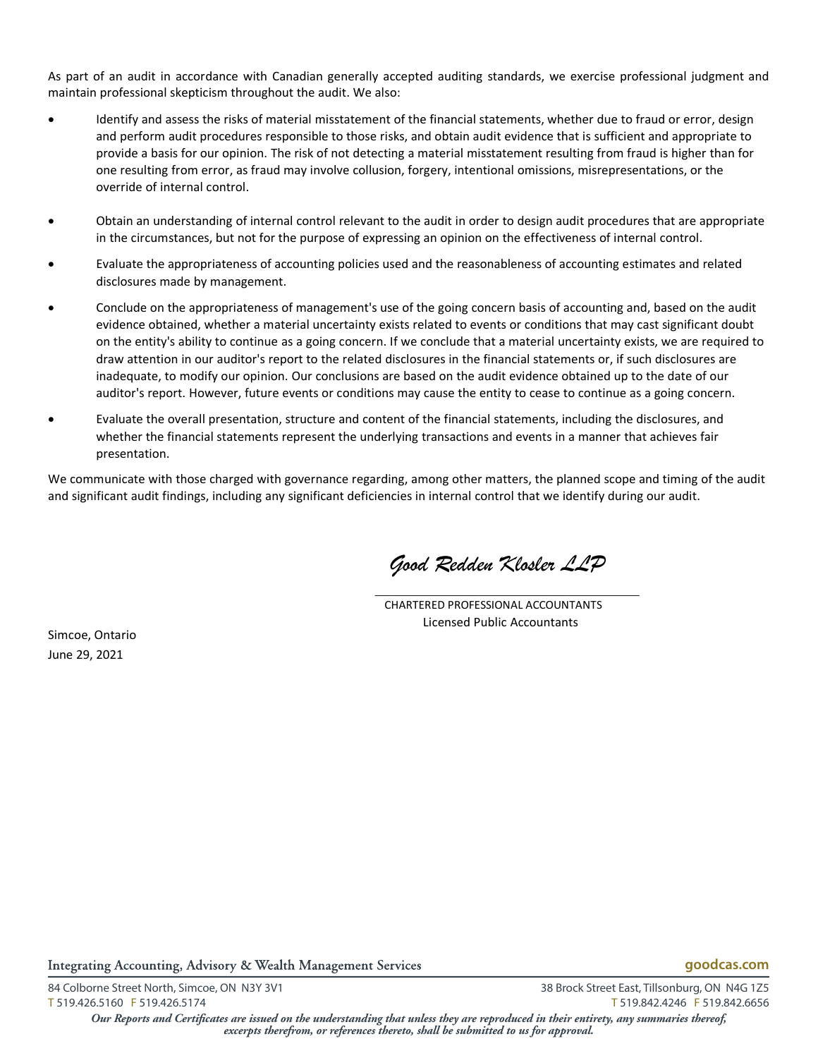As part of an audit in accordance with Canadian generally accepted auditing standards, we exercise professional judgment and maintain professional skepticism throughout the audit. We also:

- Identify and assess the risks of material misstatement of the financial statements, whether due to fraud or error, design and perform audit procedures responsible to those risks, and obtain audit evidence that is sufficient and appropriate to provide a basis for our opinion. The risk of not detecting a material misstatement resulting from fraud is higher than for one resulting from error, as fraud may involve collusion, forgery, intentional omissions, misrepresentations, or the override of internal control.

- Obtain an understanding of internal control relevant to the audit in order to design audit procedures that are appropriate in the circumstances, but not for the purpose of expressing an opinion on the effectiveness of internal control.

- Evaluate the appropriateness of accounting policies used and the reasonableness of accounting estimates and related disclosures made by management.

- Conclude on the appropriateness of management's use of the going concern basis of accounting and, based on the audit evidence obtained, whether a material uncertainty exists related to events or conditions that may cast significant doubt on the entity's ability to continue as a going concern. If we conclude that a material uncertainty exists, we are required to draw attention in our auditor's report to the related disclosures in the financial statements or, if such disclosures are inadequate, to modify our opinion. Our conclusions are based on the audit evidence obtained up to the date of our auditor's report. However, future events or conditions may cause the entity to cease to continue as a going concern.

- Evaluate the overall presentation, structure and content of the financial statements, including the disclosures, and whether the financial statements represent the underlying transactions and events in a manner that achieves fair presentation.

We communicate with those charged with governance regarding, among other matters, the planned scope and timing of the audit and significant audit findings, including any significant deficiencies in internal control that we identify during our audit.

*Good Redden Klosler LLP*

CHARTERED PROFESSIONAL ACCOUNTANTS
Licensed Public Accountants

Simcoe, Ontario
June 29, 2021

Integrating Accounting, Advisory & Wealth Management Services

goodcas.com

84 Colborne Street North, Simcoe, ON N3Y 3V1
T 519.426.5160 F 519.426.5174

38 Brock Street East, Tillsonburg, ON N4G 1Z5
T 519.842.4246 F 519.842.6656

*Our Reports and Certificates are issued on the understanding that unless they are reproduced in their entirety, any summaries thereof, excerpts therefrom, or references thereto, shall be submitted to us for approval.*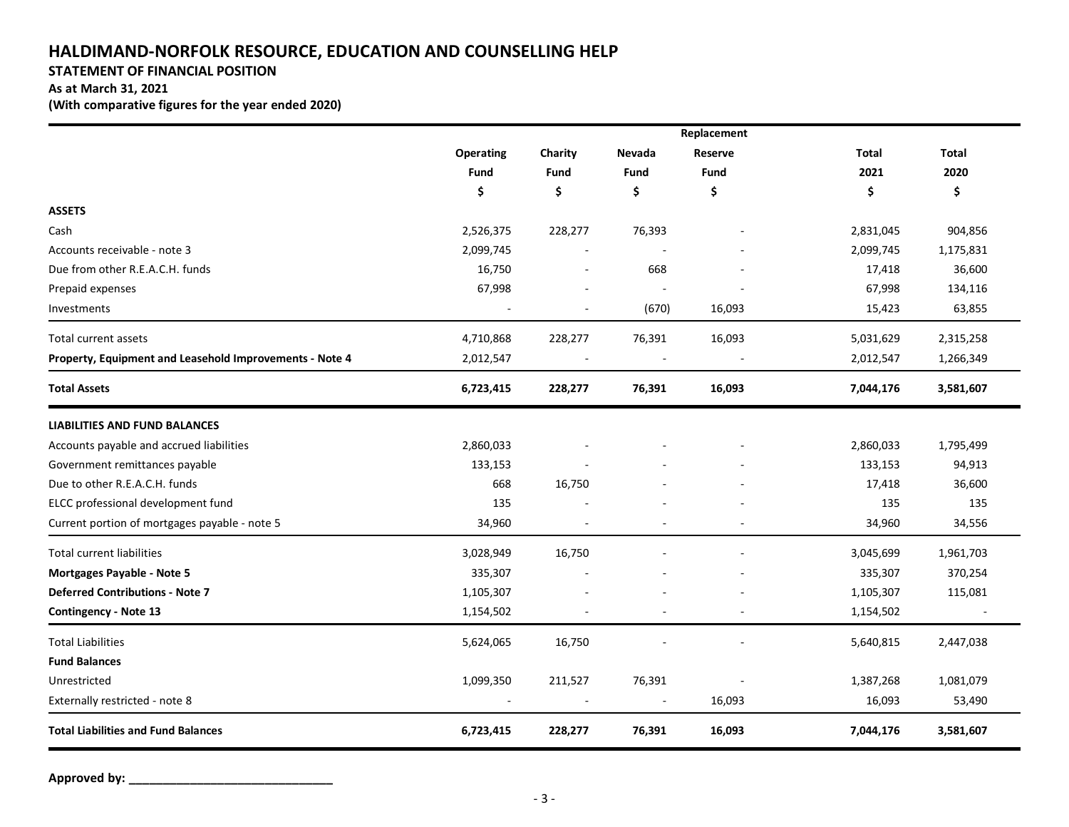# HALDIMAND-NORFOLK RESOURCE, EDUCATION AND COUNSELLING HELP

**STATEMENT OF FINANCIAL POSITION**

**As at March 31, 2021**

**(With comparative figures for the year ended 2020)**

| | Operating Fund | Charity Fund | Nevada Fund | Replacement Reserve Fund | Total 2021 | Total 2020 |
|---|---|---|---|---|---|---|
| | $ | $ | $ | $ | $ | $ |
| **ASSETS** | | | | | | |
| Cash | 2,526,375 | 228,277 | 76,393 | - | 2,831,045 | 904,856 |
| Accounts receivable - note 3 | 2,099,745 | - | - | - | 2,099,745 | 1,175,831 |
| Due from other R.E.A.C.H. funds | 16,750 | - | 668 | - | 17,418 | 36,600 |
| Prepaid expenses | 67,998 | - | - | - | 67,998 | 134,116 |
| Investments | - | - | (670) | 16,093 | 15,423 | 63,855 |
| Total current assets | 4,710,868 | 228,277 | 76,391 | 16,093 | 5,031,629 | 2,315,258 |
| **Property, Equipment and Leasehold Improvements - Note 4** | 2,012,547 | - | - | - | 2,012,547 | 1,266,349 |
| **Total Assets** | **6,723,415** | **228,277** | **76,391** | **16,093** | **7,044,176** | **3,581,607** |
| **LIABILITIES AND FUND BALANCES** | | | | | | |
| Accounts payable and accrued liabilities | 2,860,033 | - | - | - | 2,860,033 | 1,795,499 |
| Government remittances payable | 133,153 | - | - | - | 133,153 | 94,913 |
| Due to other R.E.A.C.H. funds | 668 | 16,750 | - | - | 17,418 | 36,600 |
| ELCC professional development fund | 135 | - | - | - | 135 | 135 |
| Current portion of mortgages payable - note 5 | 34,960 | - | - | - | 34,960 | 34,556 |
| Total current liabilities | 3,028,949 | 16,750 | - | - | 3,045,699 | 1,961,703 |
| **Mortgages Payable - Note 5** | 335,307 | - | - | - | 335,307 | 370,254 |
| **Deferred Contributions - Note 7** | 1,105,307 | - | - | - | 1,105,307 | 115,081 |
| **Contingency - Note 13** | 1,154,502 | - | - | - | 1,154,502 | - |
| Total Liabilities | 5,624,065 | 16,750 | - | - | 5,640,815 | 2,447,038 |
| **Fund Balances** | | | | | | |
| Unrestricted | 1,099,350 | 211,527 | 76,391 | - | 1,387,268 | 1,081,079 |
| Externally restricted - note 8 | - | - | - | 16,093 | 16,093 | 53,490 |
| **Total Liabilities and Fund Balances** | **6,723,415** | **228,277** | **76,391** | **16,093** | **7,044,176** | **3,581,607** |

**Approved by: ______________________________**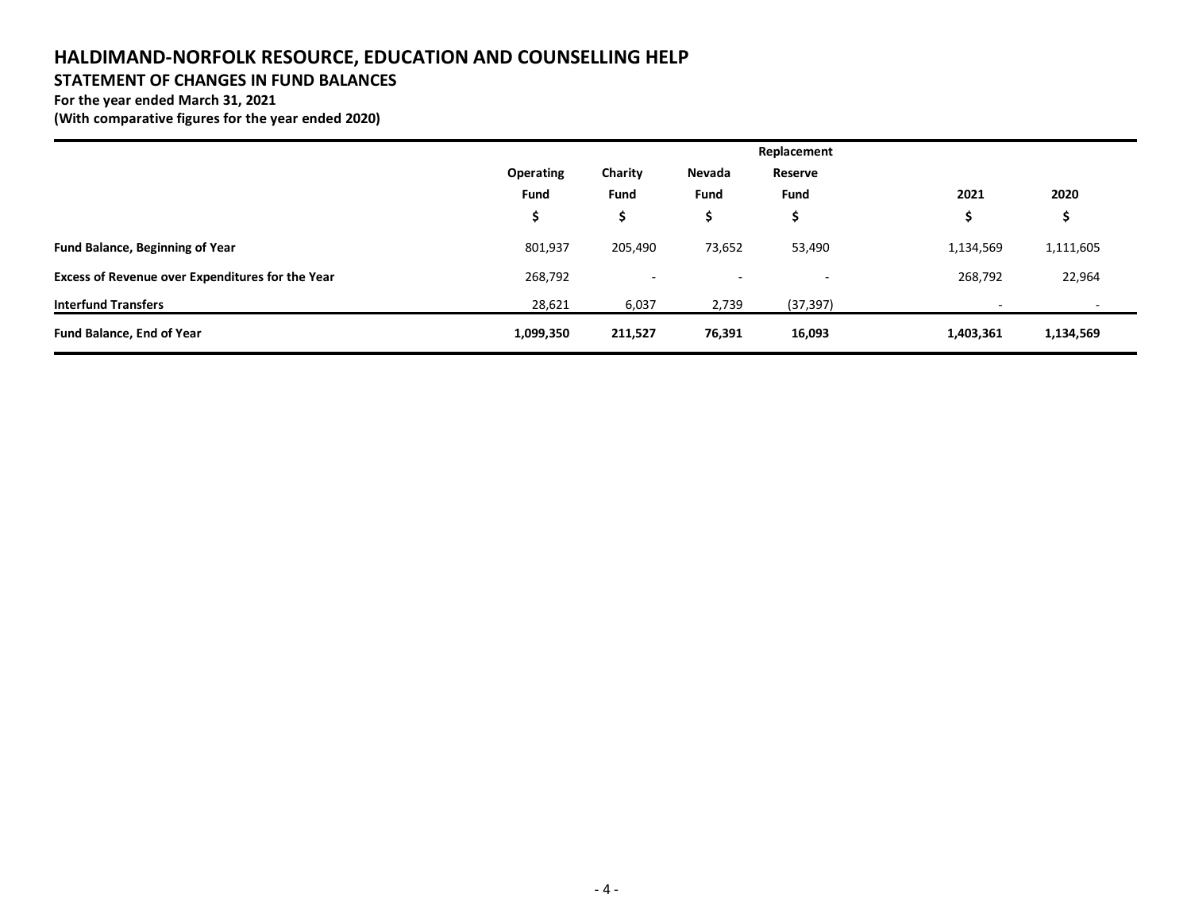# HALDIMAND-NORFOLK RESOURCE, EDUCATION AND COUNSELLING HELP

## STATEMENT OF CHANGES IN FUND BALANCES

**For the year ended March 31, 2021**
**(With comparative figures for the year ended 2020)**

| | Operating Fund | Charity Fund | Nevada Fund | Replacement Reserve Fund | 2021 | 2020 |
|---|---|---|---|---|---|---|
| | $ | $ | $ | $ | $ | $ |
| **Fund Balance, Beginning of Year** | 801,937 | 205,490 | 73,652 | 53,490 | 1,134,569 | 1,111,605 |
| **Excess of Revenue over Expenditures for the Year** | 268,792 | - | - | - | 268,792 | 22,964 |
| **Interfund Transfers** | 28,621 | 6,037 | 2,739 | (37,397) | - | - |
| **Fund Balance, End of Year** | **1,099,350** | **211,527** | **76,391** | **16,093** | **1,403,361** | **1,134,569** |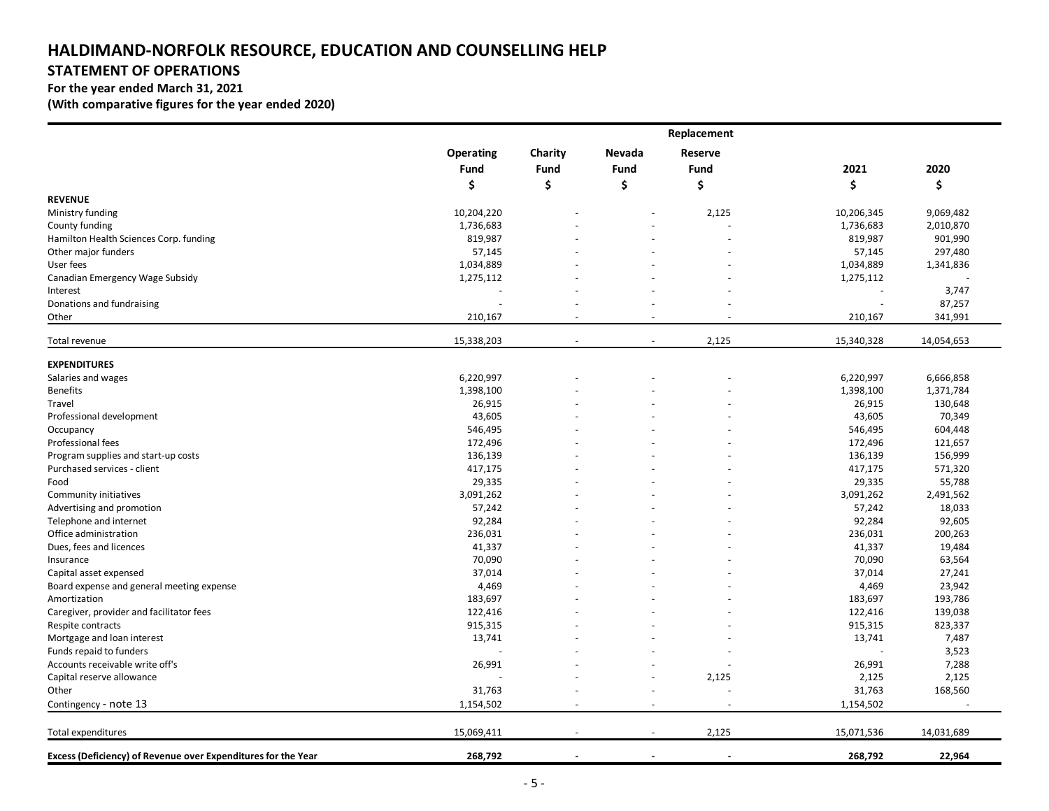# HALDIMAND-NORFOLK RESOURCE, EDUCATION AND COUNSELLING HELP

## STATEMENT OF OPERATIONS

**For the year ended March 31, 2021**

**(With comparative figures for the year ended 2020)**

| | Operating Fund | Charity Fund | Nevada Fund | Replacement Reserve Fund | 2021 | 2020 |
|---|---|---|---|---|---|---|
| | $ | $ | $ | $ | $ | $ |
| **REVENUE** | | | | | | |
| Ministry funding | 10,204,220 | - | - | 2,125 | 10,206,345 | 9,069,482 |
| County funding | 1,736,683 | - | - | - | 1,736,683 | 2,010,870 |
| Hamilton Health Sciences Corp. funding | 819,987 | - | - | - | 819,987 | 901,990 |
| Other major funders | 57,145 | - | - | - | 57,145 | 297,480 |
| User fees | 1,034,889 | - | - | - | 1,034,889 | 1,341,836 |
| Canadian Emergency Wage Subsidy | 1,275,112 | - | - | - | 1,275,112 | - |
| Interest | - | - | - | - | - | 3,747 |
| Donations and fundraising | - | - | - | - | - | 87,257 |
| Other | 210,167 | - | - | - | 210,167 | 341,991 |
| Total revenue | 15,338,203 | - | - | 2,125 | 15,340,328 | 14,054,653 |
| **EXPENDITURES** | | | | | | |
| Salaries and wages | 6,220,997 | - | - | - | 6,220,997 | 6,666,858 |
| Benefits | 1,398,100 | - | - | - | 1,398,100 | 1,371,784 |
| Travel | 26,915 | - | - | - | 26,915 | 130,648 |
| Professional development | 43,605 | - | - | - | 43,605 | 70,349 |
| Occupancy | 546,495 | - | - | - | 546,495 | 604,448 |
| Professional fees | 172,496 | - | - | - | 172,496 | 121,657 |
| Program supplies and start-up costs | 136,139 | - | - | - | 136,139 | 156,999 |
| Purchased services - client | 417,175 | - | - | - | 417,175 | 571,320 |
| Food | 29,335 | - | - | - | 29,335 | 55,788 |
| Community initiatives | 3,091,262 | - | - | - | 3,091,262 | 2,491,562 |
| Advertising and promotion | 57,242 | - | - | - | 57,242 | 18,033 |
| Telephone and internet | 92,284 | - | - | - | 92,284 | 92,605 |
| Office administration | 236,031 | - | - | - | 236,031 | 200,263 |
| Dues, fees and licences | 41,337 | - | - | - | 41,337 | 19,484 |
| Insurance | 70,090 | - | - | - | 70,090 | 63,564 |
| Capital asset expensed | 37,014 | - | - | - | 37,014 | 27,241 |
| Board expense and general meeting expense | 4,469 | - | - | - | 4,469 | 23,942 |
| Amortization | 183,697 | - | - | - | 183,697 | 193,786 |
| Caregiver, provider and facilitator fees | 122,416 | - | - | - | 122,416 | 139,038 |
| Respite contracts | 915,315 | - | - | - | 915,315 | 823,337 |
| Mortgage and loan interest | 13,741 | - | - | - | 13,741 | 7,487 |
| Funds repaid to funders | - | - | - | - | - | 3,523 |
| Accounts receivable write off's | 26,991 | - | - | - | 26,991 | 7,288 |
| Capital reserve allowance | - | - | - | 2,125 | 2,125 | 2,125 |
| Other | 31,763 | - | - | - | 31,763 | 168,560 |
| Contingency - note 13 | 1,154,502 | - | - | - | 1,154,502 | - |
| Total expenditures | 15,069,411 | - | - | 2,125 | 15,071,536 | 14,031,689 |
| **Excess (Deficiency) of Revenue over Expenditures for the Year** | **268,792** | **-** | **-** | **-** | **268,792** | **22,964** |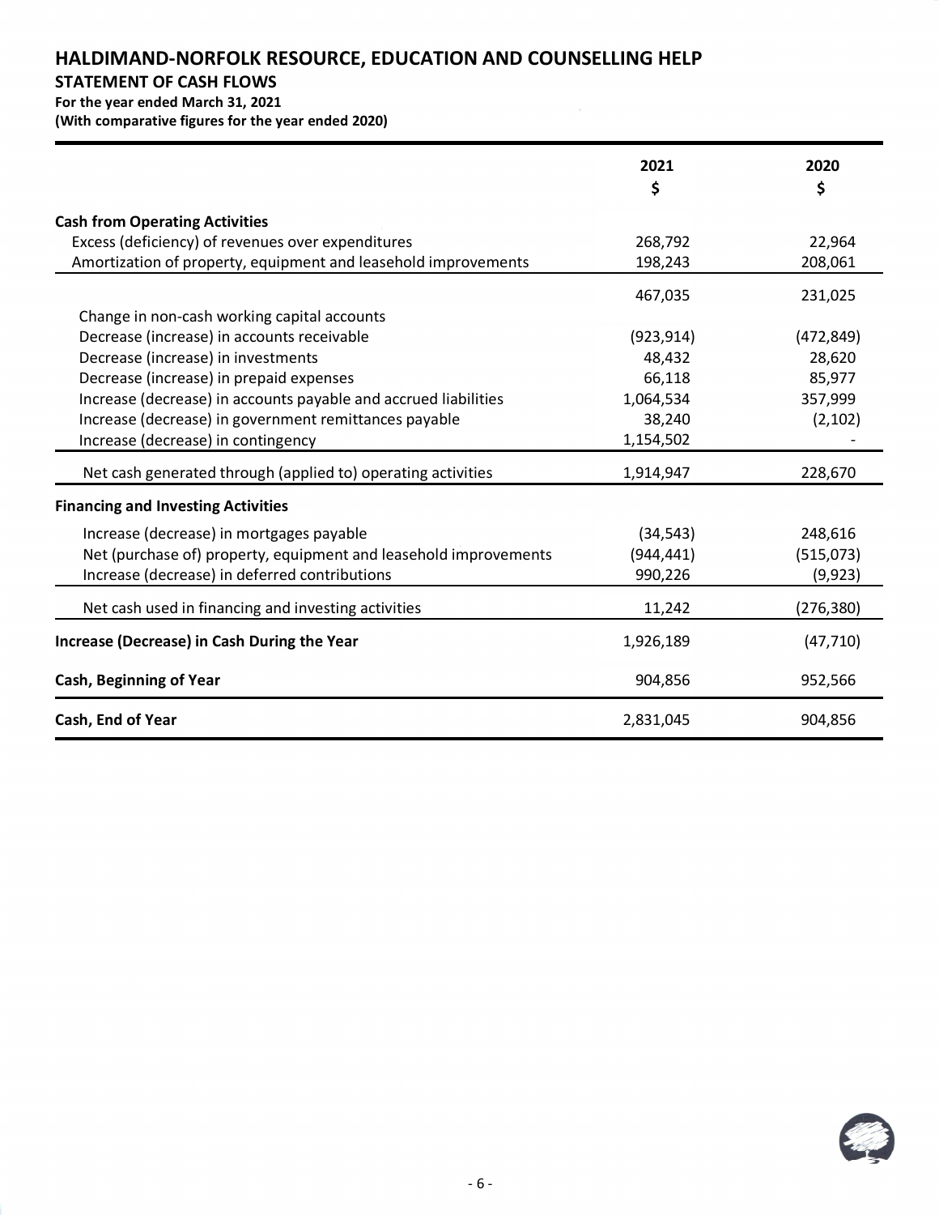# HALDIMAND-NORFOLK RESOURCE, EDUCATION AND COUNSELLING HELP

## STATEMENT OF CASH FLOWS

**For the year ended March 31, 2021**
**(With comparative figures for the year ended 2020)**

| | 2021<br>$ | 2020<br>$ |
|---|---|---|
| **Cash from Operating Activities** | | |
| Excess (deficiency) of revenues over expenditures | 268,792 | 22,964 |
| Amortization of property, equipment and leasehold improvements | 198,243 | 208,061 |
| | 467,035 | 231,025 |
| Change in non-cash working capital accounts | | |
| Decrease (increase) in accounts receivable | (923,914) | (472,849) |
| Decrease (increase) in investments | 48,432 | 28,620 |
| Decrease (increase) in prepaid expenses | 66,118 | 85,977 |
| Increase (decrease) in accounts payable and accrued liabilities | 1,064,534 | 357,999 |
| Increase (decrease) in government remittances payable | 38,240 | (2,102) |
| Increase (decrease) in contingency | 1,154,502 | - |
| Net cash generated through (applied to) operating activities | 1,914,947 | 228,670 |
| **Financing and Investing Activities** | | |
| Increase (decrease) in mortgages payable | (34,543) | 248,616 |
| Net (purchase of) property, equipment and leasehold improvements | (944,441) | (515,073) |
| Increase (decrease) in deferred contributions | 990,226 | (9,923) |
| Net cash used in financing and investing activities | 11,242 | (276,380) |
| **Increase (Decrease) in Cash During the Year** | 1,926,189 | (47,710) |
| **Cash, Beginning of Year** | 904,856 | 952,566 |
| **Cash, End of Year** | 2,831,045 | 904,856 |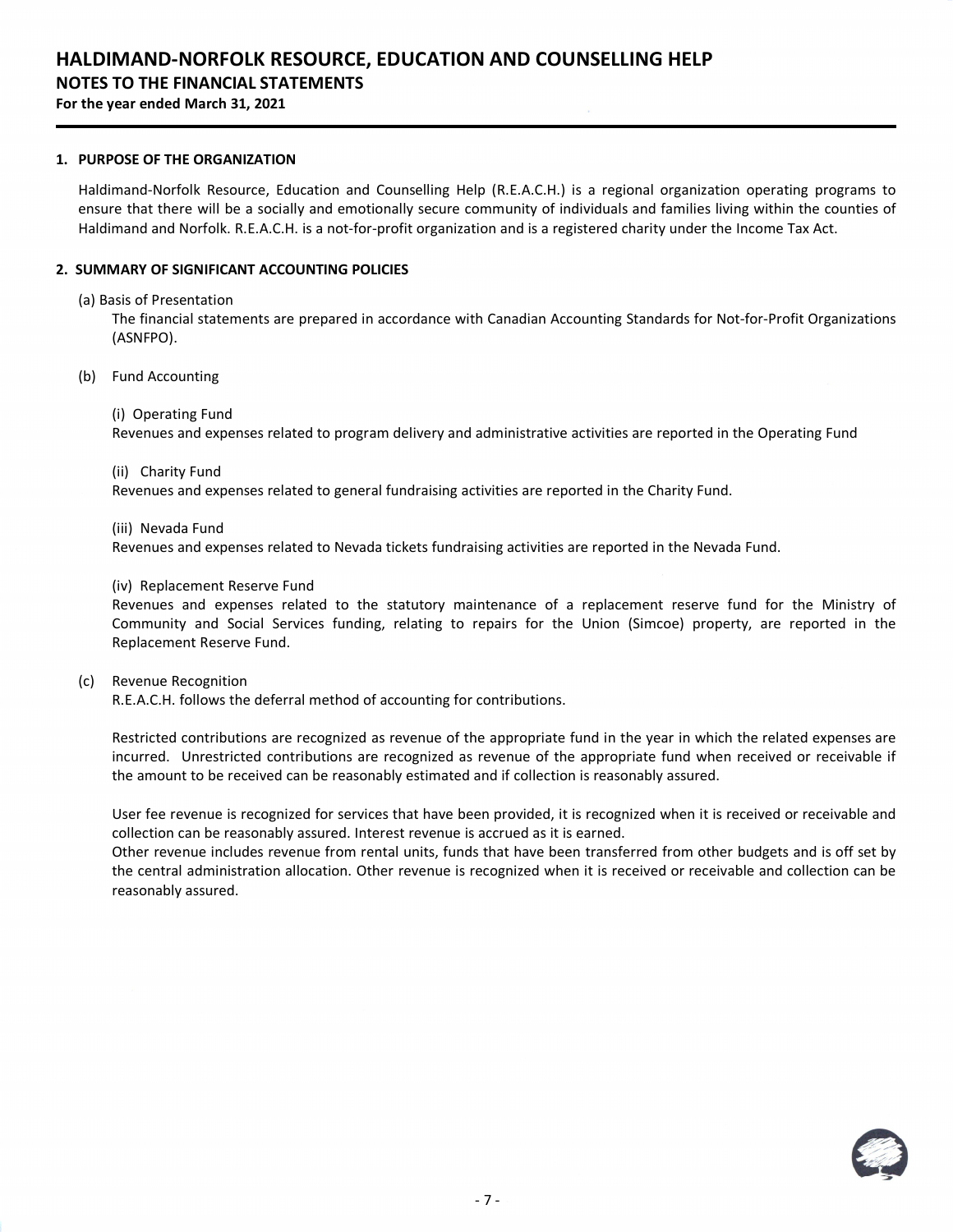# HALDIMAND-NORFOLK RESOURCE, EDUCATION AND COUNSELLING HELP

## NOTES TO THE FINANCIAL STATEMENTS

**For the year ended March 31, 2021**

### 1. PURPOSE OF THE ORGANIZATION

Haldimand-Norfolk Resource, Education and Counselling Help (R.E.A.C.H.) is a regional organization operating programs to ensure that there will be a socially and emotionally secure community of individuals and families living within the counties of Haldimand and Norfolk. R.E.A.C.H. is a not-for-profit organization and is a registered charity under the Income Tax Act.

### 2. SUMMARY OF SIGNIFICANT ACCOUNTING POLICIES

(a) Basis of Presentation

The financial statements are prepared in accordance with Canadian Accounting Standards for Not-for-Profit Organizations (ASNFPO).

(b) Fund Accounting

(i) Operating Fund

Revenues and expenses related to program delivery and administrative activities are reported in the Operating Fund

(ii) Charity Fund

Revenues and expenses related to general fundraising activities are reported in the Charity Fund.

(iii) Nevada Fund

Revenues and expenses related to Nevada tickets fundraising activities are reported in the Nevada Fund.

(iv) Replacement Reserve Fund

Revenues and expenses related to the statutory maintenance of a replacement reserve fund for the Ministry of Community and Social Services funding, relating to repairs for the Union (Simcoe) property, are reported in the Replacement Reserve Fund.

(c) Revenue Recognition

R.E.A.C.H. follows the deferral method of accounting for contributions.

Restricted contributions are recognized as revenue of the appropriate fund in the year in which the related expenses are incurred. Unrestricted contributions are recognized as revenue of the appropriate fund when received or receivable if the amount to be received can be reasonably estimated and if collection is reasonably assured.

User fee revenue is recognized for services that have been provided, it is recognized when it is received or receivable and collection can be reasonably assured. Interest revenue is accrued as it is earned.

Other revenue includes revenue from rental units, funds that have been transferred from other budgets and is off set by the central administration allocation. Other revenue is recognized when it is received or receivable and collection can be reasonably assured.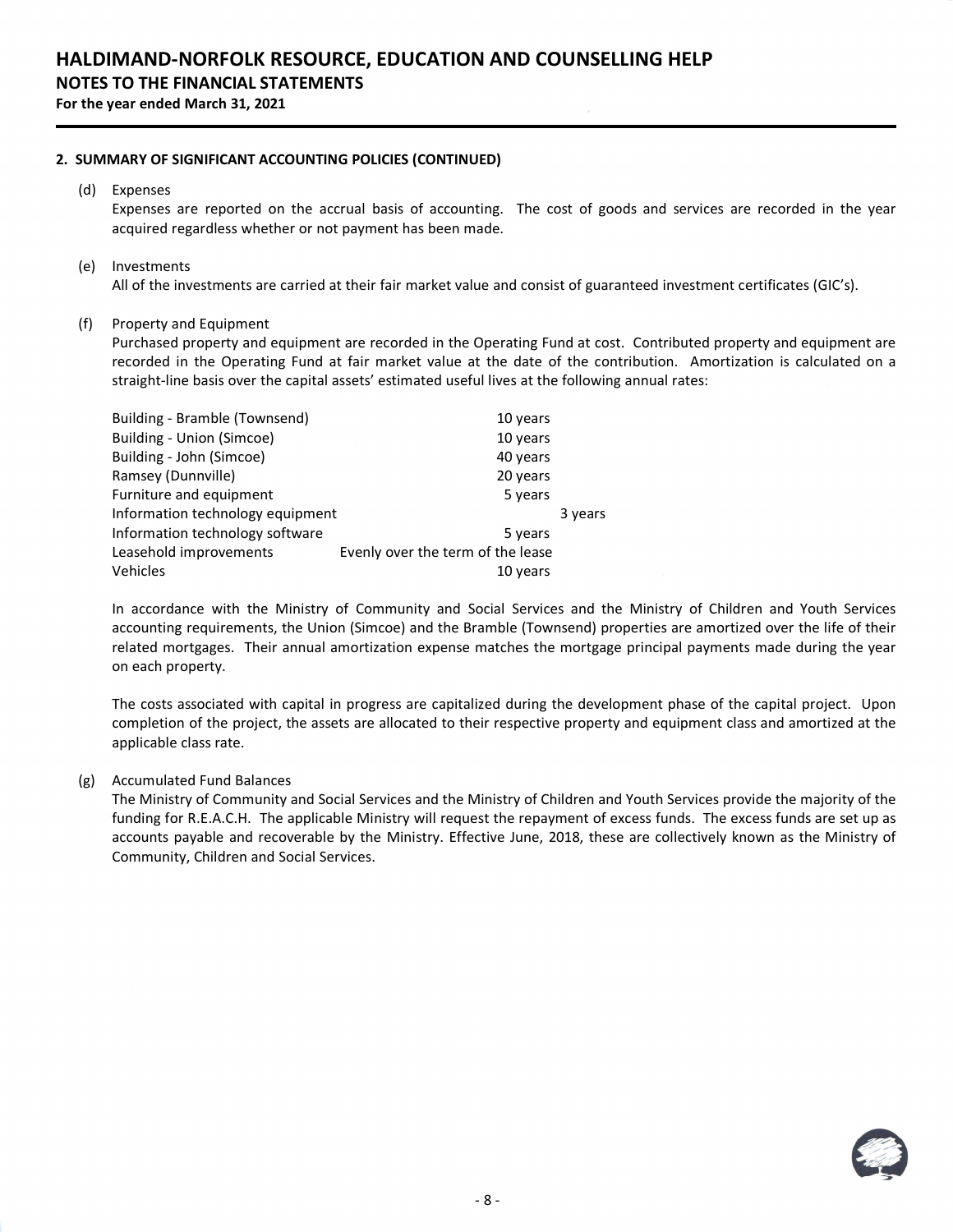## 2. SUMMARY OF SIGNIFICANT ACCOUNTING POLICIES (CONTINUED)

(d) Expenses

Expenses are reported on the accrual basis of accounting. The cost of goods and services are recorded in the year acquired regardless whether or not payment has been made.

(e) Investments

All of the investments are carried at their fair market value and consist of guaranteed investment certificates (GIC's).

(f) Property and Equipment

Purchased property and equipment are recorded in the Operating Fund at cost. Contributed property and equipment are recorded in the Operating Fund at fair market value at the date of the contribution. Amortization is calculated on a straight-line basis over the capital assets' estimated useful lives at the following annual rates:

| | |
|---|---|
| Building - Bramble (Townsend) | 10 years |
| Building - Union (Simcoe) | 10 years |
| Building - John (Simcoe) | 40 years |
| Ramsey (Dunnville) | 20 years |
| Furniture and equipment | 5 years |
| Information technology equipment | 3 years |
| Information technology software | 5 years |
| Leasehold improvements | Evenly over the term of the lease |
| Vehicles | 10 years |

In accordance with the Ministry of Community and Social Services and the Ministry of Children and Youth Services accounting requirements, the Union (Simcoe) and the Bramble (Townsend) properties are amortized over the life of their related mortgages. Their annual amortization expense matches the mortgage principal payments made during the year on each property.

The costs associated with capital in progress are capitalized during the development phase of the capital project. Upon completion of the project, the assets are allocated to their respective property and equipment class and amortized at the applicable class rate.

(g) Accumulated Fund Balances

The Ministry of Community and Social Services and the Ministry of Children and Youth Services provide the majority of the funding for R.E.A.C.H. The applicable Ministry will request the repayment of excess funds. The excess funds are set up as accounts payable and recoverable by the Ministry. Effective June, 2018, these are collectively known as the Ministry of Community, Children and Social Services.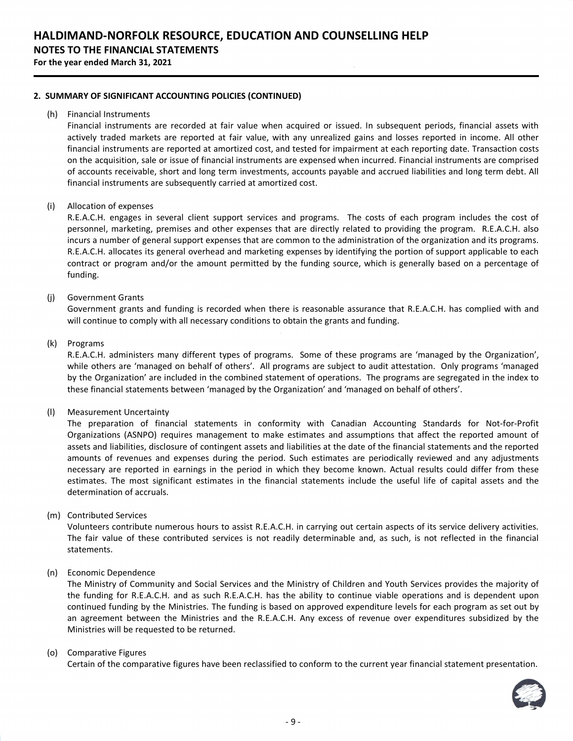## 2. SUMMARY OF SIGNIFICANT ACCOUNTING POLICIES (CONTINUED)

(h) Financial Instruments

Financial instruments are recorded at fair value when acquired or issued. In subsequent periods, financial assets with actively traded markets are reported at fair value, with any unrealized gains and losses reported in income. All other financial instruments are reported at amortized cost, and tested for impairment at each reporting date. Transaction costs on the acquisition, sale or issue of financial instruments are expensed when incurred. Financial instruments are comprised of accounts receivable, short and long term investments, accounts payable and accrued liabilities and long term debt. All financial instruments are subsequently carried at amortized cost.

(i) Allocation of expenses

R.E.A.C.H. engages in several client support services and programs. The costs of each program includes the cost of personnel, marketing, premises and other expenses that are directly related to providing the program. R.E.A.C.H. also incurs a number of general support expenses that are common to the administration of the organization and its programs. R.E.A.C.H. allocates its general overhead and marketing expenses by identifying the portion of support applicable to each contract or program and/or the amount permitted by the funding source, which is generally based on a percentage of funding.

(j) Government Grants

Government grants and funding is recorded when there is reasonable assurance that R.E.A.C.H. has complied with and will continue to comply with all necessary conditions to obtain the grants and funding.

(k) Programs

R.E.A.C.H. administers many different types of programs. Some of these programs are 'managed by the Organization', while others are 'managed on behalf of others'. All programs are subject to audit attestation. Only programs 'managed by the Organization' are included in the combined statement of operations. The programs are segregated in the index to these financial statements between 'managed by the Organization' and 'managed on behalf of others'.

(l) Measurement Uncertainty

The preparation of financial statements in conformity with Canadian Accounting Standards for Not-for-Profit Organizations (ASNPO) requires management to make estimates and assumptions that affect the reported amount of assets and liabilities, disclosure of contingent assets and liabilities at the date of the financial statements and the reported amounts of revenues and expenses during the period. Such estimates are periodically reviewed and any adjustments necessary are reported in earnings in the period in which they become known. Actual results could differ from these estimates. The most significant estimates in the financial statements include the useful life of capital assets and the determination of accruals.

(m) Contributed Services

Volunteers contribute numerous hours to assist R.E.A.C.H. in carrying out certain aspects of its service delivery activities. The fair value of these contributed services is not readily determinable and, as such, is not reflected in the financial statements.

(n) Economic Dependence

The Ministry of Community and Social Services and the Ministry of Children and Youth Services provides the majority of the funding for R.E.A.C.H. and as such R.E.A.C.H. has the ability to continue viable operations and is dependent upon continued funding by the Ministries. The funding is based on approved expenditure levels for each program as set out by an agreement between the Ministries and the R.E.A.C.H. Any excess of revenue over expenditures subsidized by the Ministries will be requested to be returned.

(o) Comparative Figures

Certain of the comparative figures have been reclassified to conform to the current year financial statement presentation.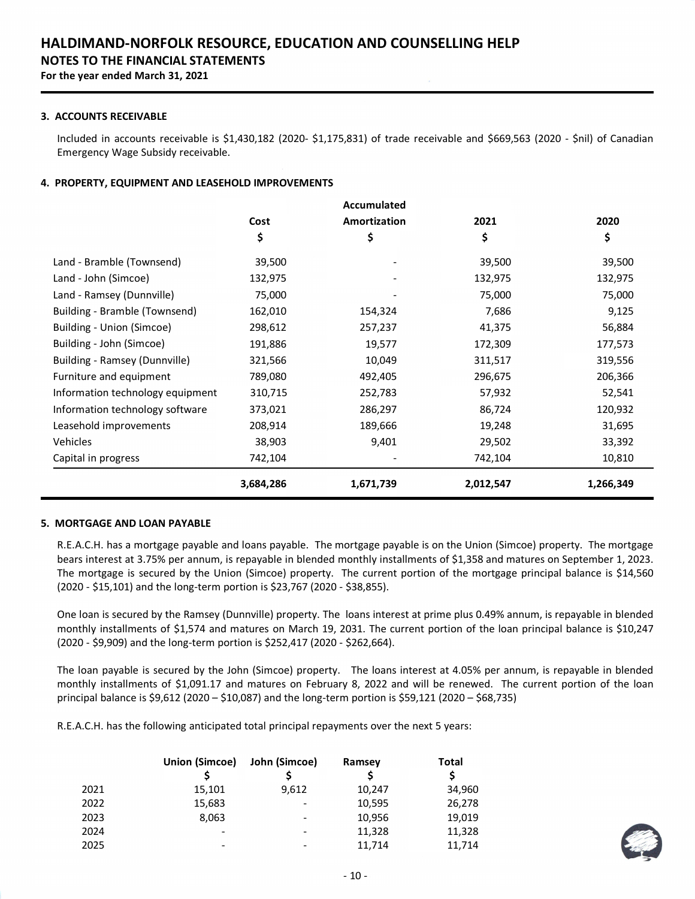# HALDIMAND-NORFOLK RESOURCE, EDUCATION AND COUNSELLING HELP

## NOTES TO THE FINANCIAL STATEMENTS

**For the year ended March 31, 2021**

### 3. ACCOUNTS RECEIVABLE

Included in accounts receivable is $1,430,182 (2020- $1,175,831) of trade receivable and $669,563 (2020 - $nil) of Canadian Emergency Wage Subsidy receivable.

### 4. PROPERTY, EQUIPMENT AND LEASEHOLD IMPROVEMENTS

| | Cost | Accumulated Amortization | 2021 | 2020 |
|---|---|---|---|---|
| | $ | $ | $ | $ |
| Land - Bramble (Townsend) | 39,500 | - | 39,500 | 39,500 |
| Land - John (Simcoe) | 132,975 | - | 132,975 | 132,975 |
| Land - Ramsey (Dunnville) | 75,000 | - | 75,000 | 75,000 |
| Building - Bramble (Townsend) | 162,010 | 154,324 | 7,686 | 9,125 |
| Building - Union (Simcoe) | 298,612 | 257,237 | 41,375 | 56,884 |
| Building - John (Simcoe) | 191,886 | 19,577 | 172,309 | 177,573 |
| Building - Ramsey (Dunnville) | 321,566 | 10,049 | 311,517 | 319,556 |
| Furniture and equipment | 789,080 | 492,405 | 296,675 | 206,366 |
| Information technology equipment | 310,715 | 252,783 | 57,932 | 52,541 |
| Information technology software | 373,021 | 286,297 | 86,724 | 120,932 |
| Leasehold improvements | 208,914 | 189,666 | 19,248 | 31,695 |
| Vehicles | 38,903 | 9,401 | 29,502 | 33,392 |
| Capital in progress | 742,104 | - | 742,104 | 10,810 |
| | **3,684,286** | **1,671,739** | **2,012,547** | **1,266,349** |

### 5. MORTGAGE AND LOAN PAYABLE

R.E.A.C.H. has a mortgage payable and loans payable. The mortgage payable is on the Union (Simcoe) property. The mortgage bears interest at 3.75% per annum, is repayable in blended monthly installments of $1,358 and matures on September 1, 2023. The mortgage is secured by the Union (Simcoe) property. The current portion of the mortgage principal balance is $14,560 (2020 - $15,101) and the long-term portion is $23,767 (2020 - $38,855).

One loan is secured by the Ramsey (Dunnville) property. The loans interest at prime plus 0.49% annum, is repayable in blended monthly installments of $1,574 and matures on March 19, 2031. The current portion of the loan principal balance is $10,247 (2020 - $9,909) and the long-term portion is $252,417 (2020 - $262,664).

The loan payable is secured by the John (Simcoe) property. The loans interest at 4.05% per annum, is repayable in blended monthly installments of $1,091.17 and matures on February 8, 2022 and will be renewed. The current portion of the loan principal balance is $9,612 (2020 – $10,087) and the long-term portion is $59,121 (2020 – $68,735)

R.E.A.C.H. has the following anticipated total principal repayments over the next 5 years:

| | Union (Simcoe) | John (Simcoe) | Ramsey | Total |
|---|---|---|---|---|
| | $ | $ | $ | $ |
| 2021 | 15,101 | 9,612 | 10,247 | 34,960 |
| 2022 | 15,683 | - | 10,595 | 26,278 |
| 2023 | 8,063 | - | 10,956 | 19,019 |
| 2024 | - | - | 11,328 | 11,328 |
| 2025 | - | - | 11,714 | 11,714 |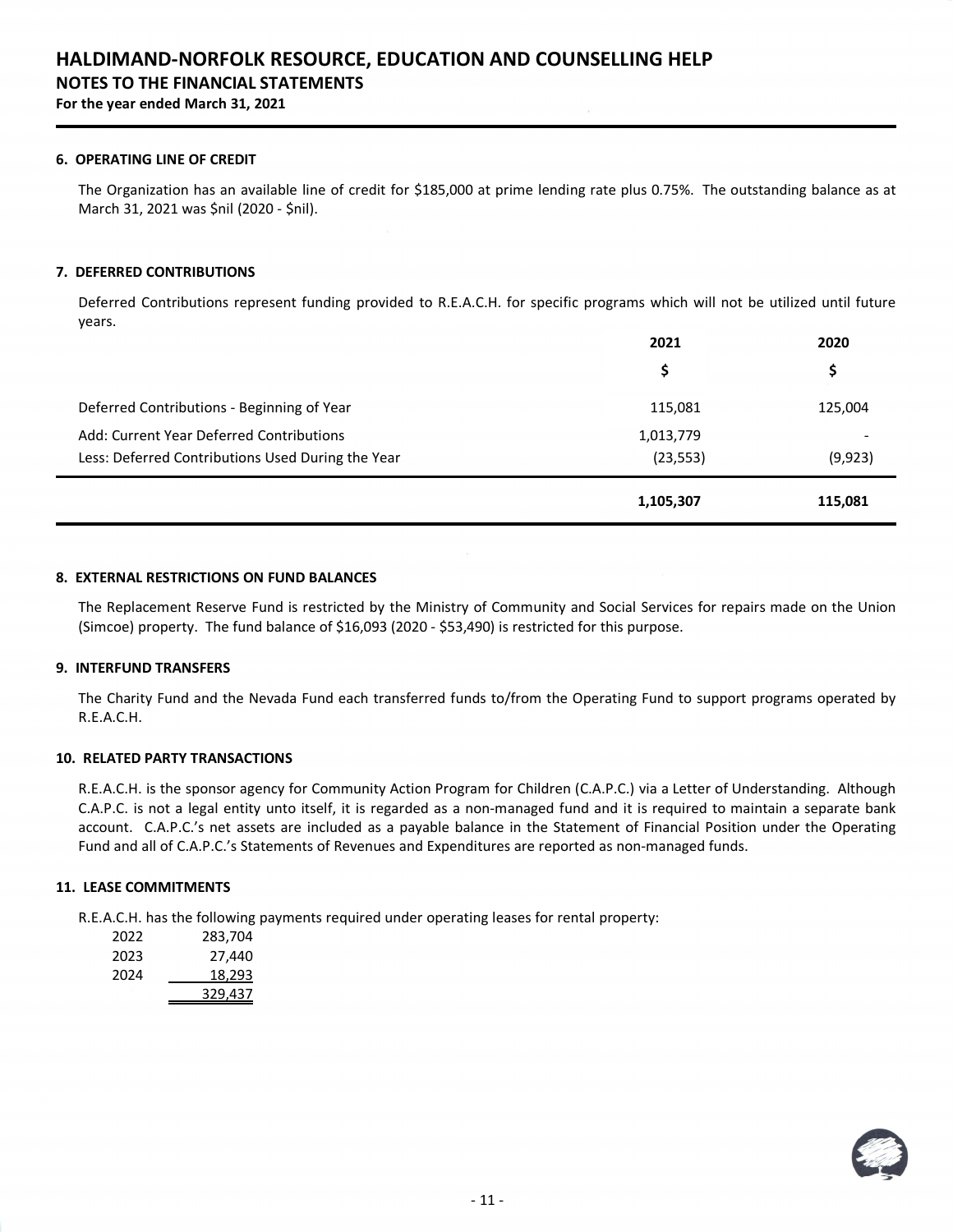# HALDIMAND-NORFOLK RESOURCE, EDUCATION AND COUNSELLING HELP

## NOTES TO THE FINANCIAL STATEMENTS

**For the year ended March 31, 2021**

### 6. OPERATING LINE OF CREDIT

The Organization has an available line of credit for $185,000 at prime lending rate plus 0.75%. The outstanding balance as at March 31, 2021 was $nil (2020 - $nil).

### 7. DEFERRED CONTRIBUTIONS

Deferred Contributions represent funding provided to R.E.A.C.H. for specific programs which will not be utilized until future years.

| | 2021 | 2020 |
|---|---|---|
| | $ | $ |
| Deferred Contributions - Beginning of Year | 115,081 | 125,004 |
| Add: Current Year Deferred Contributions | 1,013,779 | - |
| Less: Deferred Contributions Used During the Year | (23,553) | (9,923) |
| | **1,105,307** | **115,081** |

### 8. EXTERNAL RESTRICTIONS ON FUND BALANCES

The Replacement Reserve Fund is restricted by the Ministry of Community and Social Services for repairs made on the Union (Simcoe) property. The fund balance of $16,093 (2020 - $53,490) is restricted for this purpose.

### 9. INTERFUND TRANSFERS

The Charity Fund and the Nevada Fund each transferred funds to/from the Operating Fund to support programs operated by R.E.A.C.H.

### 10. RELATED PARTY TRANSACTIONS

R.E.A.C.H. is the sponsor agency for Community Action Program for Children (C.A.P.C.) via a Letter of Understanding. Although C.A.P.C. is not a legal entity unto itself, it is regarded as a non-managed fund and it is required to maintain a separate bank account. C.A.P.C.'s net assets are included as a payable balance in the Statement of Financial Position under the Operating Fund and all of C.A.P.C.'s Statements of Revenues and Expenditures are reported as non-managed funds.

### 11. LEASE COMMITMENTS

R.E.A.C.H. has the following payments required under operating leases for rental property:

| | |
|---|---|
| 2022 | 283,704 |
| 2023 | 27,440 |
| 2024 | 18,293 |
| | 329,437 |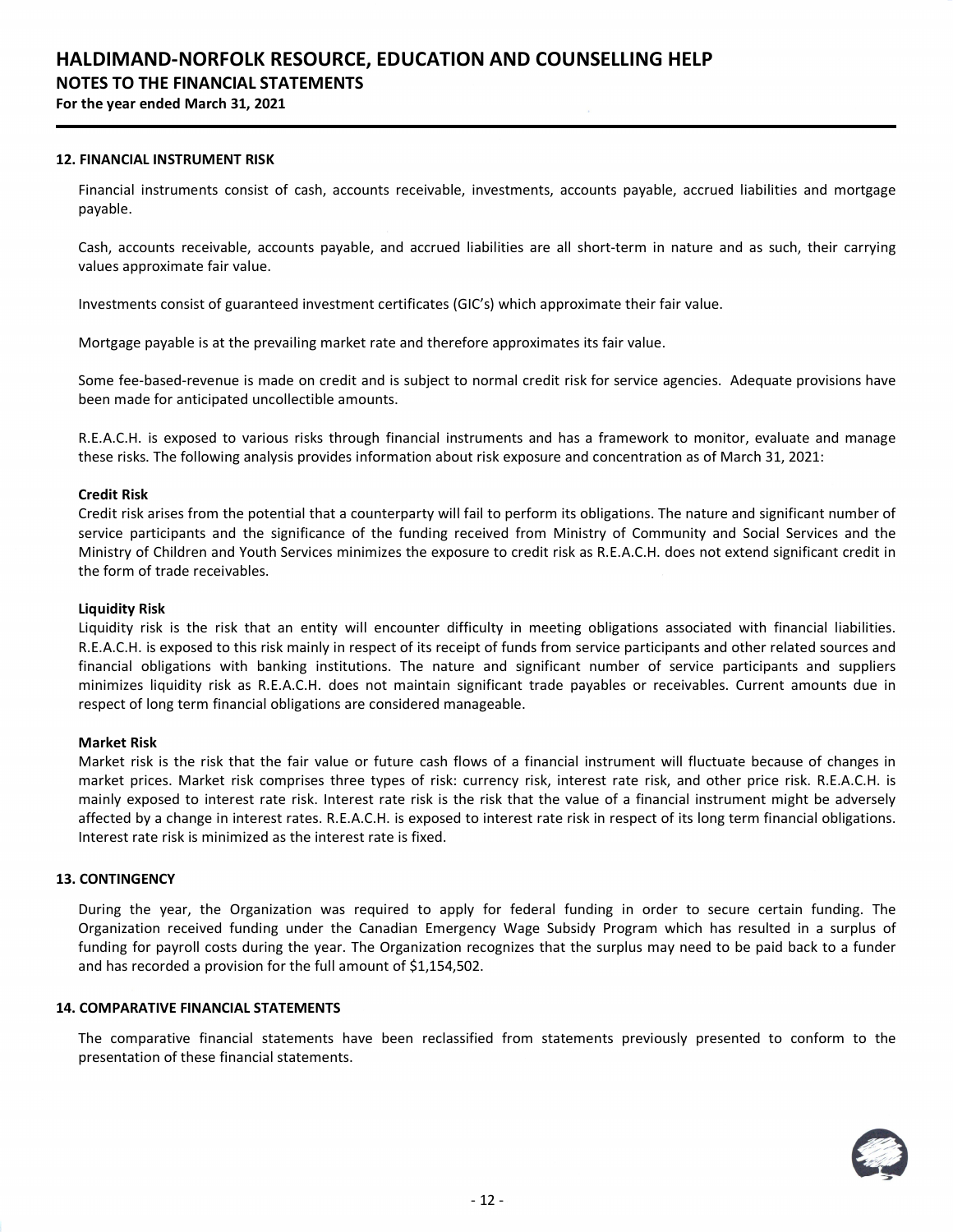## 12. FINANCIAL INSTRUMENT RISK

Financial instruments consist of cash, accounts receivable, investments, accounts payable, accrued liabilities and mortgage payable.

Cash, accounts receivable, accounts payable, and accrued liabilities are all short-term in nature and as such, their carrying values approximate fair value.

Investments consist of guaranteed investment certificates (GIC's) which approximate their fair value.

Mortgage payable is at the prevailing market rate and therefore approximates its fair value.

Some fee-based-revenue is made on credit and is subject to normal credit risk for service agencies. Adequate provisions have been made for anticipated uncollectible amounts.

R.E.A.C.H. is exposed to various risks through financial instruments and has a framework to monitor, evaluate and manage these risks. The following analysis provides information about risk exposure and concentration as of March 31, 2021:

**Credit Risk**

Credit risk arises from the potential that a counterparty will fail to perform its obligations. The nature and significant number of service participants and the significance of the funding received from Ministry of Community and Social Services and the Ministry of Children and Youth Services minimizes the exposure to credit risk as R.E.A.C.H. does not extend significant credit in the form of trade receivables.

**Liquidity Risk**

Liquidity risk is the risk that an entity will encounter difficulty in meeting obligations associated with financial liabilities. R.E.A.C.H. is exposed to this risk mainly in respect of its receipt of funds from service participants and other related sources and financial obligations with banking institutions. The nature and significant number of service participants and suppliers minimizes liquidity risk as R.E.A.C.H. does not maintain significant trade payables or receivables. Current amounts due in respect of long term financial obligations are considered manageable.

**Market Risk**

Market risk is the risk that the fair value or future cash flows of a financial instrument will fluctuate because of changes in market prices. Market risk comprises three types of risk: currency risk, interest rate risk, and other price risk. R.E.A.C.H. is mainly exposed to interest rate risk. Interest rate risk is the risk that the value of a financial instrument might be adversely affected by a change in interest rates. R.E.A.C.H. is exposed to interest rate risk in respect of its long term financial obligations. Interest rate risk is minimized as the interest rate is fixed.

## 13. CONTINGENCY

During the year, the Organization was required to apply for federal funding in order to secure certain funding. The Organization received funding under the Canadian Emergency Wage Subsidy Program which has resulted in a surplus of funding for payroll costs during the year. The Organization recognizes that the surplus may need to be paid back to a funder and has recorded a provision for the full amount of $1,154,502.

## 14. COMPARATIVE FINANCIAL STATEMENTS

The comparative financial statements have been reclassified from statements previously presented to conform to the presentation of these financial statements.